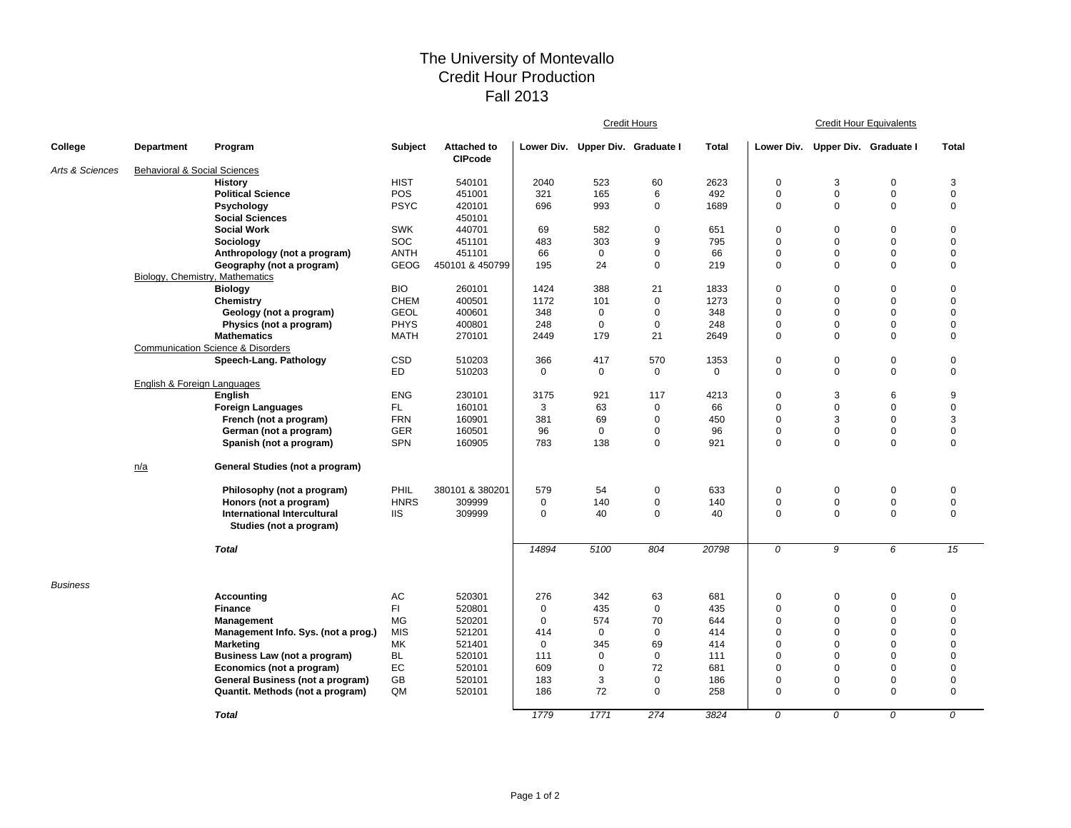# The University of Montevallo
## Credit Hour Production
## Fall 2013

| College | Department | Program | Subject | Attached to CIPcode | Credit Hours | | | | Credit Hour Equivalents | | | |
|---|---|---|---|---|---|---|---|---|---|---|---|---|
| | | | | | Lower Div. | Upper Div. | Graduate I | Total | Lower Div. | Upper Div. | Graduate I | Total |
| *Arts & Sciences* | Behavioral & Social Sciences | | | | | | | | | | | |
| | | **History** | HIST | 540101 | 2040 | 523 | 60 | 2623 | 0 | 3 | 0 | 3 |
| | | **Political Science** | POS | 451001 | 321 | 165 | 6 | 492 | 0 | 0 | 0 | 0 |
| | | **Psychology** | PSYC | 420101 | 696 | 993 | 0 | 1689 | 0 | 0 | 0 | 0 |
| | | **Social Sciences** | | 450101 | | | | | | | | |
| | | **Social Work** | SWK | 440701 | 69 | 582 | 0 | 651 | 0 | 0 | 0 | 0 |
| | | **Sociology** | SOC | 451101 | 483 | 303 | 9 | 795 | 0 | 0 | 0 | 0 |
| | | **Anthropology (not a program)** | ANTH | 451101 | 66 | 0 | 0 | 66 | 0 | 0 | 0 | 0 |
| | | **Geography (not a program)** | GEOG | 450101 & 450799 | 195 | 24 | 0 | 219 | 0 | 0 | 0 | 0 |
| | Biology, Chemistry, Mathematics | | | | | | | | | | | |
| | | **Biology** | BIO | 260101 | 1424 | 388 | 21 | 1833 | 0 | 0 | 0 | 0 |
| | | **Chemistry** | CHEM | 400501 | 1172 | 101 | 0 | 1273 | 0 | 0 | 0 | 0 |
| | | **Geology (not a program)** | GEOL | 400601 | 348 | 0 | 0 | 348 | 0 | 0 | 0 | 0 |
| | | **Physics (not a program)** | PHYS | 400801 | 248 | 0 | 0 | 248 | 0 | 0 | 0 | 0 |
| | | **Mathematics** | MATH | 270101 | 2449 | 179 | 21 | 2649 | 0 | 0 | 0 | 0 |
| | Communication Science & Disorders | | | | | | | | | | | |
| | | **Speech-Lang. Pathology** | CSD | 510203 | 366 | 417 | 570 | 1353 | 0 | 0 | 0 | 0 |
| | | | ED | 510203 | 0 | 0 | 0 | 0 | 0 | 0 | 0 | 0 |
| | English & Foreign Languages | | | | | | | | | | | |
| | | **English** | ENG | 230101 | 3175 | 921 | 117 | 4213 | 0 | 3 | 6 | 9 |
| | | **Foreign Languages** | FL | 160101 | 3 | 63 | 0 | 66 | 0 | 0 | 0 | 0 |
| | | **French (not a program)** | FRN | 160901 | 381 | 69 | 0 | 450 | 0 | 3 | 0 | 3 |
| | | **German (not a program)** | GER | 160501 | 96 | 0 | 0 | 96 | 0 | 0 | 0 | 0 |
| | | **Spanish (not a program)** | SPN | 160905 | 783 | 138 | 0 | 921 | 0 | 0 | 0 | 0 |
| | n/a | **General Studies (not a program)** | | | | | | | | | | |
| | | **Philosophy (not a program)** | PHIL | 380101 & 380201 | 579 | 54 | 0 | 633 | 0 | 0 | 0 | 0 |
| | | **Honors (not a program)** | HNRS | 309999 | 0 | 140 | 0 | 140 | 0 | 0 | 0 | 0 |
| | | **International Intercultural Studies (not a program)** | IIS | 309999 | 0 | 40 | 0 | 40 | 0 | 0 | 0 | 0 |
| | | ***Total*** | | | *14894* | *5100* | *804* | *20798* | *0* | *9* | *6* | *15* |
| *Business* | | | | | | | | | | | | |
| | | **Accounting** | AC | 520301 | 276 | 342 | 63 | 681 | 0 | 0 | 0 | 0 |
| | | **Finance** | FI | 520801 | 0 | 435 | 0 | 435 | 0 | 0 | 0 | 0 |
| | | **Management** | MG | 520201 | 0 | 574 | 70 | 644 | 0 | 0 | 0 | 0 |
| | | **Management Info. Sys. (not a prog.)** | MIS | 521201 | 414 | 0 | 0 | 414 | 0 | 0 | 0 | 0 |
| | | **Marketing** | MK | 521401 | 0 | 345 | 69 | 414 | 0 | 0 | 0 | 0 |
| | | **Business Law (not a program)** | BL | 520101 | 111 | 0 | 0 | 111 | 0 | 0 | 0 | 0 |
| | | **Economics (not a program)** | EC | 520101 | 609 | 0 | 72 | 681 | 0 | 0 | 0 | 0 |
| | | **General Business (not a program)** | GB | 520101 | 183 | 3 | 0 | 186 | 0 | 0 | 0 | 0 |
| | | **Quantit. Methods (not a program)** | QM | 520101 | 186 | 72 | 0 | 258 | 0 | 0 | 0 | 0 |
| | | ***Total*** | | | *1779* | *1771* | *274* | *3824* | *0* | *0* | *0* | *0* |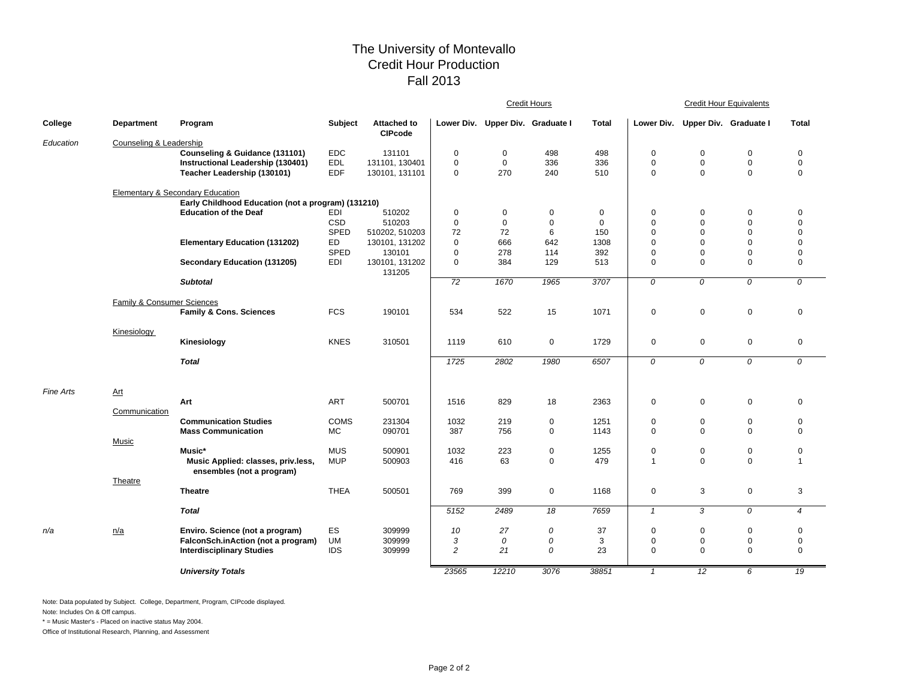# The University of Montevallo
## Credit Hour Production
## Fall 2013

| College | Department | Program | Subject | Attached to CIPcode | Credit Hours: Lower Div. | Credit Hours: Upper Div. | Credit Hours: Graduate I | Credit Hours: Total | Credit Hour Equivalents: Lower Div. | Credit Hour Equivalents: Upper Div. | Credit Hour Equivalents: Graduate I | Credit Hour Equivalents: Total |
|---|---|---|---|---|---|---|---|---|---|---|---|---|
| *Education* | Counseling & Leadership | | | | | | | | | | | |
| | | **Counseling & Guidance (131101)** | EDC | 131101 | 0 | 0 | 498 | 498 | 0 | 0 | 0 | 0 |
| | | **Instructional Leadership (130401)** | EDL | 131101, 130401 | 0 | 0 | 336 | 336 | 0 | 0 | 0 | 0 |
| | | **Teacher Leadership (130101)** | EDF | 130101, 131101 | 0 | 270 | 240 | 510 | 0 | 0 | 0 | 0 |
| | Elementary & Secondary Education | | | | | | | | | | | |
| | | **Early Childhood Education (not a program) (131210)** | | | | | | | | | | |
| | | **Education of the Deaf** | EDI | 510202 | 0 | 0 | 0 | 0 | 0 | 0 | 0 | 0 |
| | | | CSD | 510203 | 0 | 0 | 0 | 0 | 0 | 0 | 0 | 0 |
| | | | SPED | 510202, 510203 | 72 | 72 | 6 | 150 | 0 | 0 | 0 | 0 |
| | | **Elementary Education (131202)** | ED | 130101, 131202 | 0 | 666 | 642 | 1308 | 0 | 0 | 0 | 0 |
| | | | SPED | 130101 | 0 | 278 | 114 | 392 | 0 | 0 | 0 | 0 |
| | | **Secondary Education (131205)** | EDI | 130101, 131202 131205 | 0 | 384 | 129 | 513 | 0 | 0 | 0 | 0 |
| | | ***Subtotal*** | | | *72* | *1670* | *1965* | *3707* | *0* | *0* | *0* | *0* |
| | Family & Consumer Sciences | | | | | | | | | | | |
| | | **Family & Cons. Sciences** | FCS | 190101 | 534 | 522 | 15 | 1071 | 0 | 0 | 0 | 0 |
| | Kinesiology | | | | | | | | | | | |
| | | **Kinesiology** | KNES | 310501 | 1119 | 610 | 0 | 1729 | 0 | 0 | 0 | 0 |
| | | ***Total*** | | | *1725* | *2802* | *1980* | *6507* | *0* | *0* | *0* | *0* |
| *Fine Arts* | Art | | | | | | | | | | | |
| | | **Art** | ART | 500701 | 1516 | 829 | 18 | 2363 | 0 | 0 | 0 | 0 |
| | Communication | | | | | | | | | | | |
| | | **Communication Studies** | COMS | 231304 | 1032 | 219 | 0 | 1251 | 0 | 0 | 0 | 0 |
| | | **Mass Communication** | MC | 090701 | 387 | 756 | 0 | 1143 | 0 | 0 | 0 | 0 |
| | Music | | | | | | | | | | | |
| | | **Music*** | MUS | 500901 | 1032 | 223 | 0 | 1255 | 0 | 0 | 0 | 0 |
| | | **Music Applied: classes, priv.less, ensembles (not a program)** | MUP | 500903 | 416 | 63 | 0 | 479 | 1 | 0 | 0 | 1 |
| | Theatre | | | | | | | | | | | |
| | | **Theatre** | THEA | 500501 | 769 | 399 | 0 | 1168 | 0 | 3 | 0 | 3 |
| | | ***Total*** | | | *5152* | *2489* | *18* | *7659* | *1* | *3* | *0* | *4* |
| *n/a* | n/a | **Enviro. Science (not a program)** | ES | 309999 | *10* | *27* | *0* | *37* | 0 | 0 | 0 | 0 |
| | | **FalconSch.inAction (not a program)** | UM | 309999 | *3* | *0* | *0* | *3* | 0 | 0 | 0 | 0 |
| | | **Interdisciplinary Studies** | IDS | 309999 | *2* | *21* | *0* | *23* | 0 | 0 | 0 | 0 |
| | | ***University Totals*** | | | *23565* | *12210* | *3076* | *38851* | *1* | *12* | *6* | *19* |

Note: Data populated by Subject. College, Department, Program, CIPcode displayed.

Note: Includes On & Off campus.

* = Music Master's - Placed on inactive status May 2004.

Office of Institutional Research, Planning, and Assessment